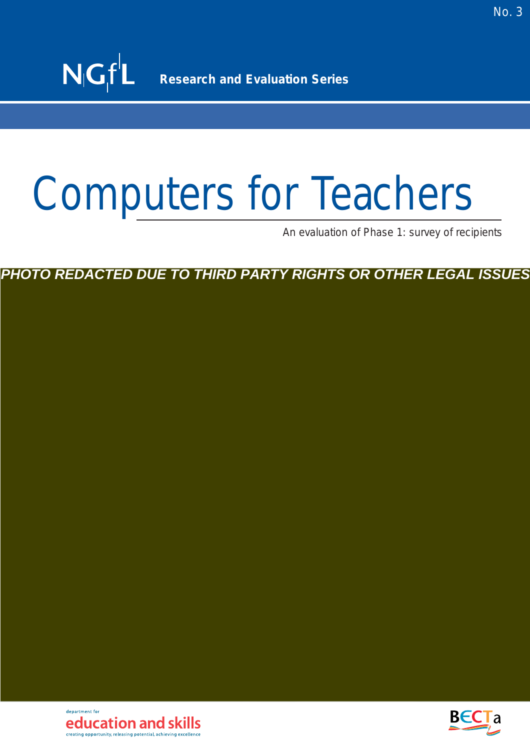No. 3

NGfL Research and Evaluation Series

# Computers for Teachers

An evaluation of Phase 1: survey of recipients

PHOTO REDACTED DUE TO THIRD PARTY RIGHTS OR OTHER LEGAL ISSUES

department for education and skills
creating opportunity, releasing potential, achieving excellence

BECTa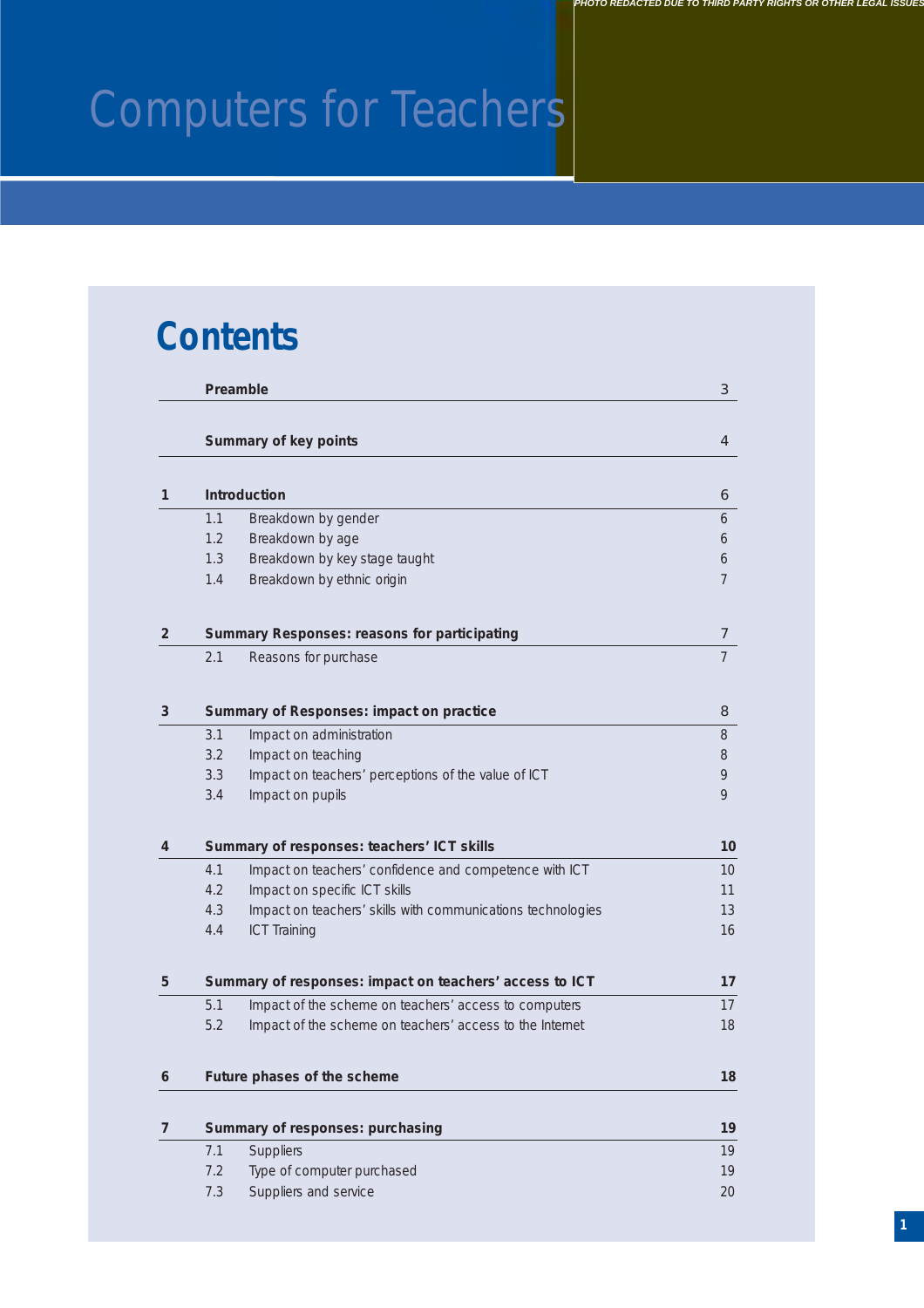PHOTO REDACTED DUE TO THIRD PARTY RIGHTS OR OTHER LEGAL ISSUES

# Computers for Teachers

## Contents

| | | |
|---|---|---|
| | **Preamble** | 3 |
| | **Summary of key points** | 4 |
| **1** | **Introduction** | 6 |
| | 1.1 Breakdown by gender | 6 |
| | 1.2 Breakdown by age | 6 |
| | 1.3 Breakdown by key stage taught | 6 |
| | 1.4 Breakdown by ethnic origin | 7 |
| **2** | **Summary Responses: reasons for participating** | 7 |
| | 2.1 Reasons for purchase | 7 |
| **3** | **Summary of Responses: impact on practice** | 8 |
| | 3.1 Impact on administration | 8 |
| | 3.2 Impact on teaching | 8 |
| | 3.3 Impact on teachers' perceptions of the value of ICT | 9 |
| | 3.4 Impact on pupils | 9 |
| **4** | **Summary of responses: teachers' ICT skills** | **10** |
| | 4.1 Impact on teachers' confidence and competence with ICT | 10 |
| | 4.2 Impact on specific ICT skills | 11 |
| | 4.3 Impact on teachers' skills with communications technologies | 13 |
| | 4.4 ICT Training | 16 |
| **5** | **Summary of responses: impact on teachers' access to ICT** | **17** |
| | 5.1 Impact of the scheme on teachers' access to computers | 17 |
| | 5.2 Impact of the scheme on teachers' access to the Internet | 18 |
| **6** | **Future phases of the scheme** | **18** |
| **7** | **Summary of responses: purchasing** | **19** |
| | 7.1 Suppliers | 19 |
| | 7.2 Type of computer purchased | 19 |
| | 7.3 Suppliers and service | 20 |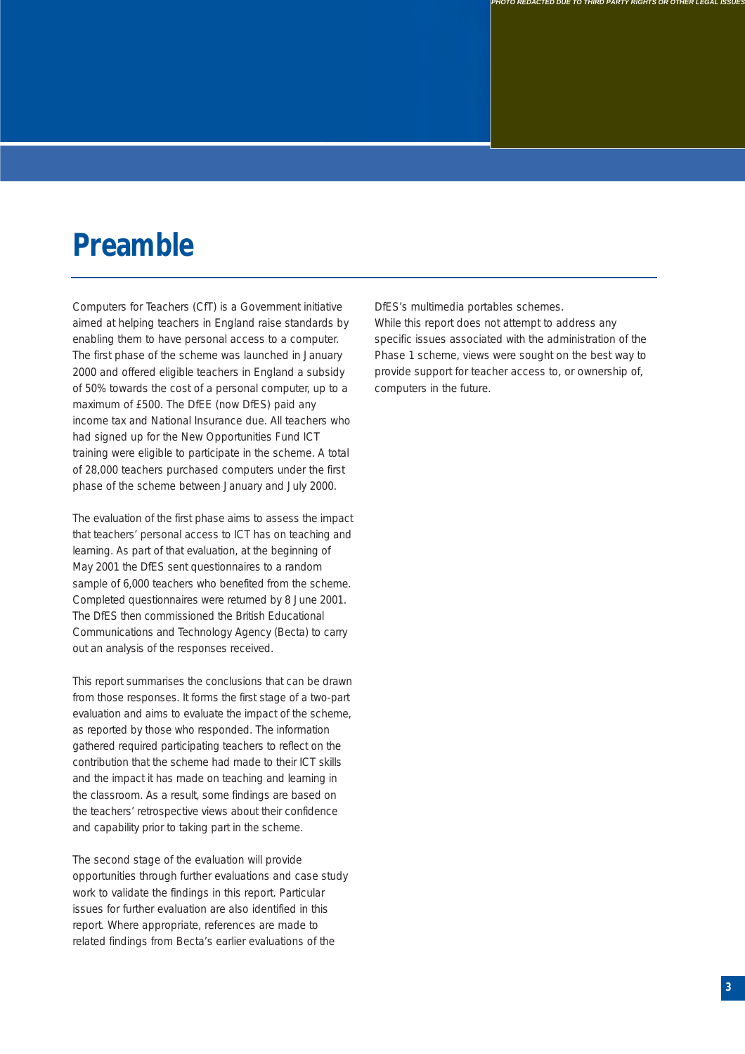# Preamble

Computers for Teachers (CfT) is a Government initiative aimed at helping teachers in England raise standards by enabling them to have personal access to a computer. The first phase of the scheme was launched in January 2000 and offered eligible teachers in England a subsidy of 50% towards the cost of a personal computer, up to a maximum of £500. The DfEE (now DfES) paid any income tax and National Insurance due. All teachers who had signed up for the New Opportunities Fund ICT training were eligible to participate in the scheme. A total of 28,000 teachers purchased computers under the first phase of the scheme between January and July 2000.

The evaluation of the first phase aims to assess the impact that teachers' personal access to ICT has on teaching and learning. As part of that evaluation, at the beginning of May 2001 the DfES sent questionnaires to a random sample of 6,000 teachers who benefited from the scheme. Completed questionnaires were returned by 8 June 2001. The DfES then commissioned the British Educational Communications and Technology Agency (Becta) to carry out an analysis of the responses received.

This report summarises the conclusions that can be drawn from those responses. It forms the first stage of a two-part evaluation and aims to evaluate the impact of the scheme, as reported by those who responded. The information gathered required participating teachers to reflect on the contribution that the scheme had made to their ICT skills and the impact it has made on teaching and learning in the classroom. As a result, some findings are based on the teachers' retrospective views about their confidence and capability prior to taking part in the scheme.

The second stage of the evaluation will provide opportunities through further evaluations and case study work to validate the findings in this report. Particular issues for further evaluation are also identified in this report. Where appropriate, references are made to related findings from Becta's earlier evaluations of the DfES's multimedia portables schemes.

While this report does not attempt to address any specific issues associated with the administration of the Phase 1 scheme, views were sought on the best way to provide support for teacher access to, or ownership of, computers in the future.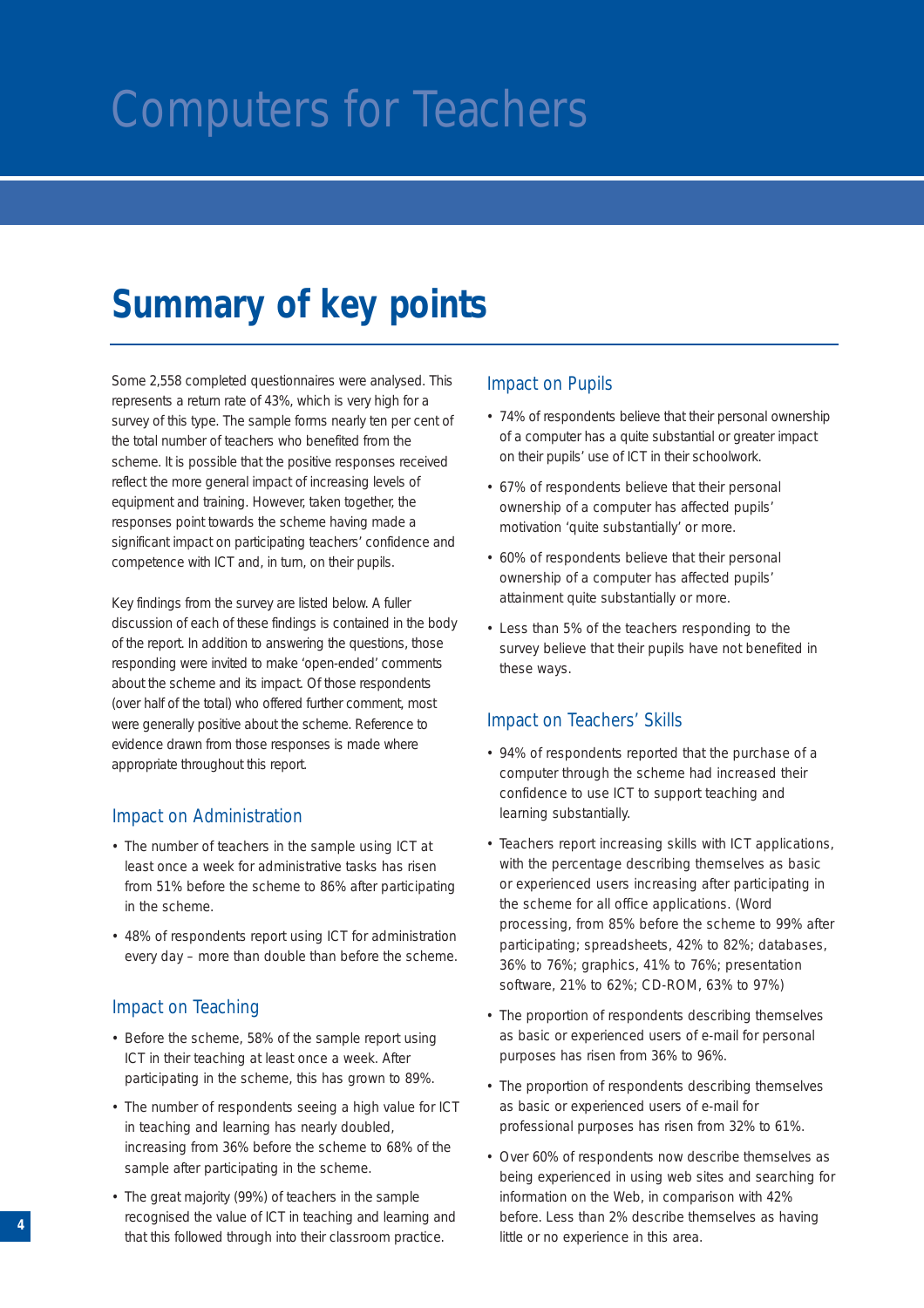# Summary of key points

Some 2,558 completed questionnaires were analysed. This represents a return rate of 43%, which is very high for a survey of this type. The sample forms nearly ten per cent of the total number of teachers who benefited from the scheme. It is possible that the positive responses received reflect the more general impact of increasing levels of equipment and training. However, taken together, the responses point towards the scheme having made a significant impact on participating teachers' confidence and competence with ICT and, in turn, on their pupils.

Key findings from the survey are listed below. A fuller discussion of each of these findings is contained in the body of the report. In addition to answering the questions, those responding were invited to make 'open-ended' comments about the scheme and its impact. Of those respondents (over half of the total) who offered further comment, most were generally positive about the scheme. Reference to evidence drawn from those responses is made where appropriate throughout this report.

## Impact on Administration

- The number of teachers in the sample using ICT at least once a week for administrative tasks has risen from 51% before the scheme to 86% after participating in the scheme.
- 48% of respondents report using ICT for administration every day – more than double than before the scheme.

## Impact on Teaching

- Before the scheme, 58% of the sample report using ICT in their teaching at least once a week. After participating in the scheme, this has grown to 89%.
- The number of respondents seeing a high value for ICT in teaching and learning has nearly doubled, increasing from 36% before the scheme to 68% of the sample after participating in the scheme.
- The great majority (99%) of teachers in the sample recognised the value of ICT in teaching and learning and that this followed through into their classroom practice.

## Impact on Pupils

- 74% of respondents believe that their personal ownership of a computer has a quite substantial or greater impact on their pupils' use of ICT in their schoolwork.
- 67% of respondents believe that their personal ownership of a computer has affected pupils' motivation 'quite substantially' or more.
- 60% of respondents believe that their personal ownership of a computer has affected pupils' attainment quite substantially or more.
- Less than 5% of the teachers responding to the survey believe that their pupils have not benefited in these ways.

## Impact on Teachers' Skills

- 94% of respondents reported that the purchase of a computer through the scheme had increased their confidence to use ICT to support teaching and learning substantially.
- Teachers report increasing skills with ICT applications, with the percentage describing themselves as basic or experienced users increasing after participating in the scheme for all office applications. (Word processing, from 85% before the scheme to 99% after participating; spreadsheets, 42% to 82%; databases, 36% to 76%; graphics, 41% to 76%; presentation software, 21% to 62%; CD-ROM, 63% to 97%)
- The proportion of respondents describing themselves as basic or experienced users of e-mail for personal purposes has risen from 36% to 96%.
- The proportion of respondents describing themselves as basic or experienced users of e-mail for professional purposes has risen from 32% to 61%.
- Over 60% of respondents now describe themselves as being experienced in using web sites and searching for information on the Web, in comparison with 42% before. Less than 2% describe themselves as having little or no experience in this area.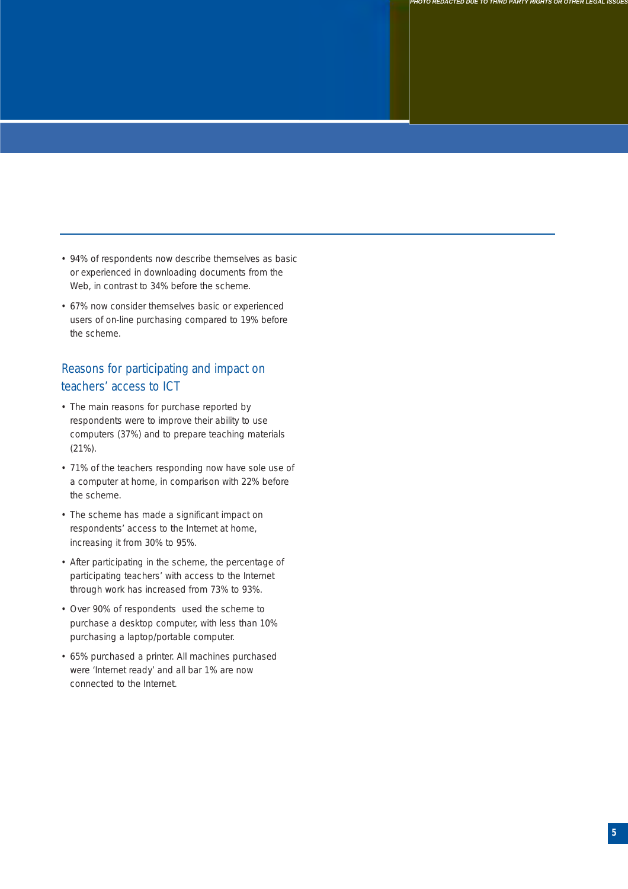- 94% of respondents now describe themselves as basic or experienced in downloading documents from the Web, in contrast to 34% before the scheme.
- 67% now consider themselves basic or experienced users of on-line purchasing compared to 19% before the scheme.

## Reasons for participating and impact on teachers' access to ICT

- The main reasons for purchase reported by respondents were to improve their ability to use computers (37%) and to prepare teaching materials (21%).
- 71% of the teachers responding now have sole use of a computer at home, in comparison with 22% before the scheme.
- The scheme has made a significant impact on respondents' access to the Internet at home, increasing it from 30% to 95%.
- After participating in the scheme, the percentage of participating teachers' with access to the Internet through work has increased from 73% to 93%.
- Over 90% of respondents used the scheme to purchase a desktop computer, with less than 10% purchasing a laptop/portable computer.
- 65% purchased a printer. All machines purchased were 'Internet ready' and all bar 1% are now connected to the Internet.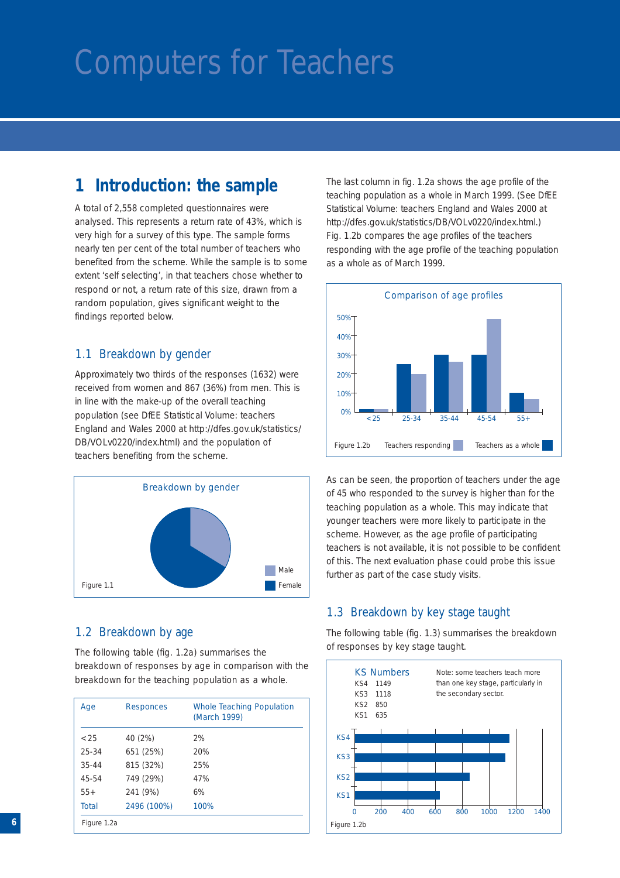# Computers for Teachers

## 1 Introduction: the sample

A total of 2,558 completed questionnaires were analysed. This represents a return rate of 43%, which is very high for a survey of this type. The sample forms nearly ten per cent of the total number of teachers who benefited from the scheme. While the sample is to some extent 'self selecting', in that teachers chose whether to respond or not, a return rate of this size, drawn from a random population, gives significant weight to the findings reported below.

### 1.1 Breakdown by gender

Approximately two thirds of the responses (1632) were received from women and 867 (36%) from men. This is in line with the make-up of the overall teaching population (see DfEE Statistical Volume: teachers England and Wales 2000 at http://dfes.gov.uk/statistics/DB/VOLv0220/index.html) and the population of teachers benefiting from the scheme.

Breakdown by gender

Male
Female

Figure 1.1

### 1.2 Breakdown by age

The following table (fig. 1.2a) summarises the breakdown of responses by age in comparison with the breakdown for the teaching population as a whole.

| Age | Responces | Whole Teaching Population (March 1999) |
|---|---|---|
| <25 | 40 (2%) | 2% |
| 25-34 | 651 (25%) | 20% |
| 35-44 | 815 (32%) | 25% |
| 45-54 | 749 (29%) | 47% |
| 55+ | 241 (9%) | 6% |
| Total | 2496 (100%) | 100% |

Figure 1.2a

The last column in fig. 1.2a shows the age profile of the teaching population as a whole in March 1999. (See DfEE Statistical Volume: teachers England and Wales 2000 at http://dfes.gov.uk/statistics/DB/VOLv0220/index.html.) Fig. 1.2b compares the age profiles of the teachers responding with the age profile of the teaching population as a whole as of March 1999.

Comparison of age profiles

Figure 1.2b — Teachers responding / Teachers as a whole

As can be seen, the proportion of teachers under the age of 45 who responded to the survey is higher than for the teaching population as a whole. This may indicate that younger teachers were more likely to participate in the scheme. However, as the age profile of participating teachers is not available, it is not possible to be confident of this. The next evaluation phase could probe this issue further as part of the case study visits.

### 1.3 Breakdown by key stage taught

The following table (fig. 1.3) summarises the breakdown of responses by key stage taught.

KS Numbers

| KS | Number |
|---|---|
| KS4 | 1149 |
| KS3 | 1118 |
| KS2 | 850 |
| KS1 | 635 |

Note: some teachers teach more than one key stage, particularly in the secondary sector.

Figure 1.2b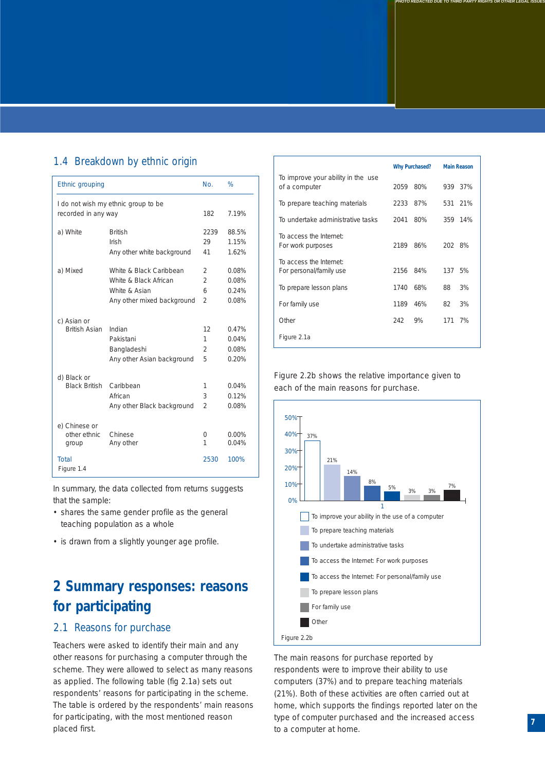## 1.4 Breakdown by ethnic origin

| Ethnic grouping | | No. | % |
|---|---|---|---|
| I do not wish my ethnic group to be recorded in any way | | 182 | 7.19% |
| a) White | British | 2239 | 88.5% |
| | Irish | 29 | 1.15% |
| | Any other white background | 41 | 1.62% |
| a) Mixed | White & Black Caribbean | 2 | 0.08% |
| | White & Black African | 2 | 0.08% |
| | White & Asian | 6 | 0.24% |
| | Any other mixed background | 2 | 0.08% |
| c) Asian or British Asian | Indian | 12 | 0.47% |
| | Pakistani | 1 | 0.04% |
| | Bangladeshi | 2 | 0.08% |
| | Any other Asian background | 5 | 0.20% |
| d) Black or Black British | Caribbean | 1 | 0.04% |
| | African | 3 | 0.12% |
| | Any other Black background | 2 | 0.08% |
| e) Chinese or other ethnic group | Chinese | 0 | 0.00% |
| | Any other | 1 | 0.04% |
| Total | | 2530 | 100% |

Figure 1.4

In summary, the data collected from returns suggests that the sample:

- shares the same gender profile as the general teaching population as a whole
- is drawn from a slightly younger age profile.

# 2 Summary responses: reasons for participating

## 2.1 Reasons for purchase

Teachers were asked to identify their main and any other reasons for purchasing a computer through the scheme. They were allowed to select as many reasons as applied. The following table (fig 2.1a) sets out respondents' reasons for participating in the scheme. The table is ordered by the respondents' main reasons for participating, with the most mentioned reason placed first.

| | Why Purchased? | | Main Reason | |
|---|---|---|---|---|
| To improve your ability in the use of a computer | 2059 | 80% | 939 | 37% |
| To prepare teaching materials | 2233 | 87% | 531 | 21% |
| To undertake administrative tasks | 2041 | 80% | 359 | 14% |
| To access the Internet: For work purposes | 2189 | 86% | 202 | 8% |
| To access the Internet: For personal/family use | 2156 | 84% | 137 | 5% |
| To prepare lesson plans | 1740 | 68% | 88 | 3% |
| For family use | 1189 | 46% | 82 | 3% |
| Other | 242 | 9% | 171 | 7% |

Figure 2.1a

Figure 2.2b shows the relative importance given to each of the main reasons for purchase.

| Main reason | % |
|---|---|
| To improve your ability in the use of a computer | 37% |
| To prepare teaching materials | 21% |
| To undertake administrative tasks | 14% |
| To access the Internet: For work purposes | 8% |
| To access the Internet: For personal/family use | 5% |
| To prepare lesson plans | 3% |
| For family use | 3% |
| Other | 7% |

Figure 2.2b

The main reasons for purchase reported by respondents were to improve their ability to use computers (37%) and to prepare teaching materials (21%). Both of these activities are often carried out at home, which supports the findings reported later on the type of computer purchased and the increased access to a computer at home.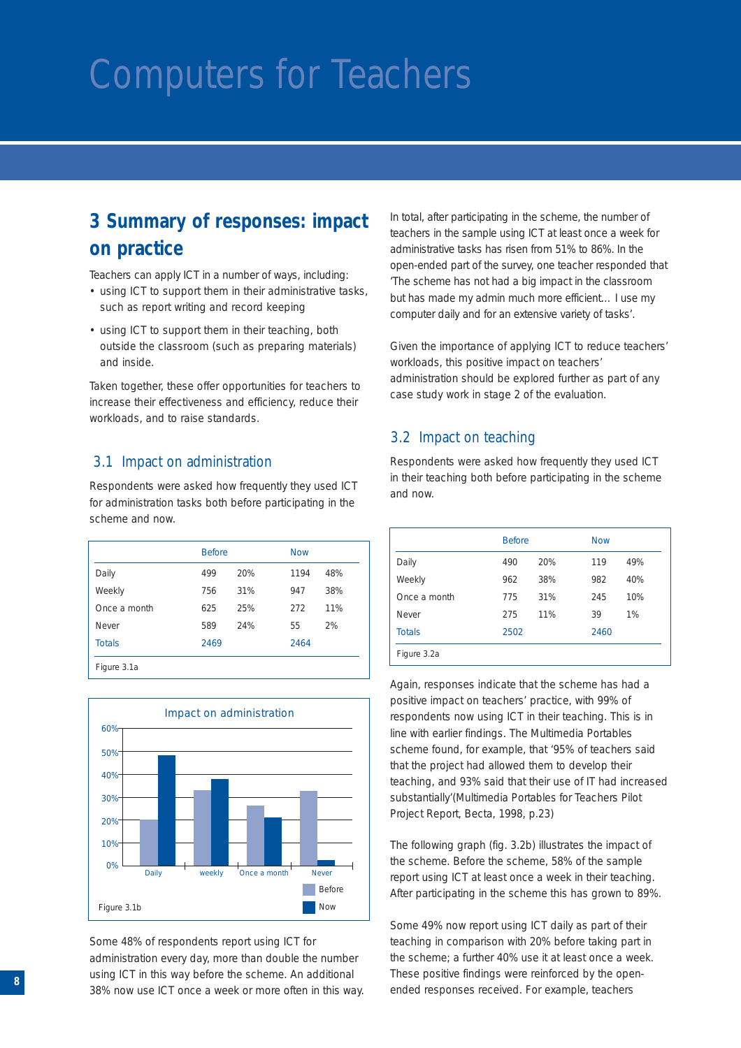# Computers for Teachers

## 3 Summary of responses: impact on practice

Teachers can apply ICT in a number of ways, including:

- using ICT to support them in their administrative tasks, such as report writing and record keeping
- using ICT to support them in their teaching, both outside the classroom (such as preparing materials) and inside.

Taken together, these offer opportunities for teachers to increase their effectiveness and efficiency, reduce their workloads, and to raise standards.

### 3.1 Impact on administration

Respondents were asked how frequently they used ICT for administration tasks both before participating in the scheme and now.

| | Before | | Now | |
|---|---|---|---|---|
| Daily | 499 | 20% | 1194 | 48% |
| Weekly | 756 | 31% | 947 | 38% |
| Once a month | 625 | 25% | 272 | 11% |
| Never | 589 | 24% | 55 | 2% |
| Totals | 2469 | | 2464 | |

Figure 3.1a

Impact on administration

Figure 3.1b

Some 48% of respondents report using ICT for administration every day, more than double the number using ICT in this way before the scheme. An additional 38% now use ICT once a week or more often in this way.

In total, after participating in the scheme, the number of teachers in the sample using ICT at least once a week for administrative tasks has risen from 51% to 86%. In the open-ended part of the survey, one teacher responded that 'The scheme has not had a big impact in the classroom but has made my admin much more efficient... I use my computer daily and for an extensive variety of tasks'.

Given the importance of applying ICT to reduce teachers' workloads, this positive impact on teachers' administration should be explored further as part of any case study work in stage 2 of the evaluation.

### 3.2 Impact on teaching

Respondents were asked how frequently they used ICT in their teaching both before participating in the scheme and now.

| | Before | | Now | |
|---|---|---|---|---|
| Daily | 490 | 20% | 119 | 49% |
| Weekly | 962 | 38% | 982 | 40% |
| Once a month | 775 | 31% | 245 | 10% |
| Never | 275 | 11% | 39 | 1% |
| Totals | 2502 | | 2460 | |

Figure 3.2a

Again, responses indicate that the scheme has had a positive impact on teachers' practice, with 99% of respondents now using ICT in their teaching. This is in line with earlier findings. The Multimedia Portables scheme found, for example, that '95% of teachers said that the project had allowed them to develop their teaching, and 93% said that their use of IT had increased substantially'(Multimedia Portables for Teachers Pilot Project Report, Becta, 1998, p.23)

The following graph (fig. 3.2b) illustrates the impact of the scheme. Before the scheme, 58% of the sample report using ICT at least once a week in their teaching. After participating in the scheme this has grown to 89%.

Some 49% now report using ICT daily as part of their teaching in comparison with 20% before taking part in the scheme; a further 40% use it at least once a week. These positive findings were reinforced by the open-ended responses received. For example, teachers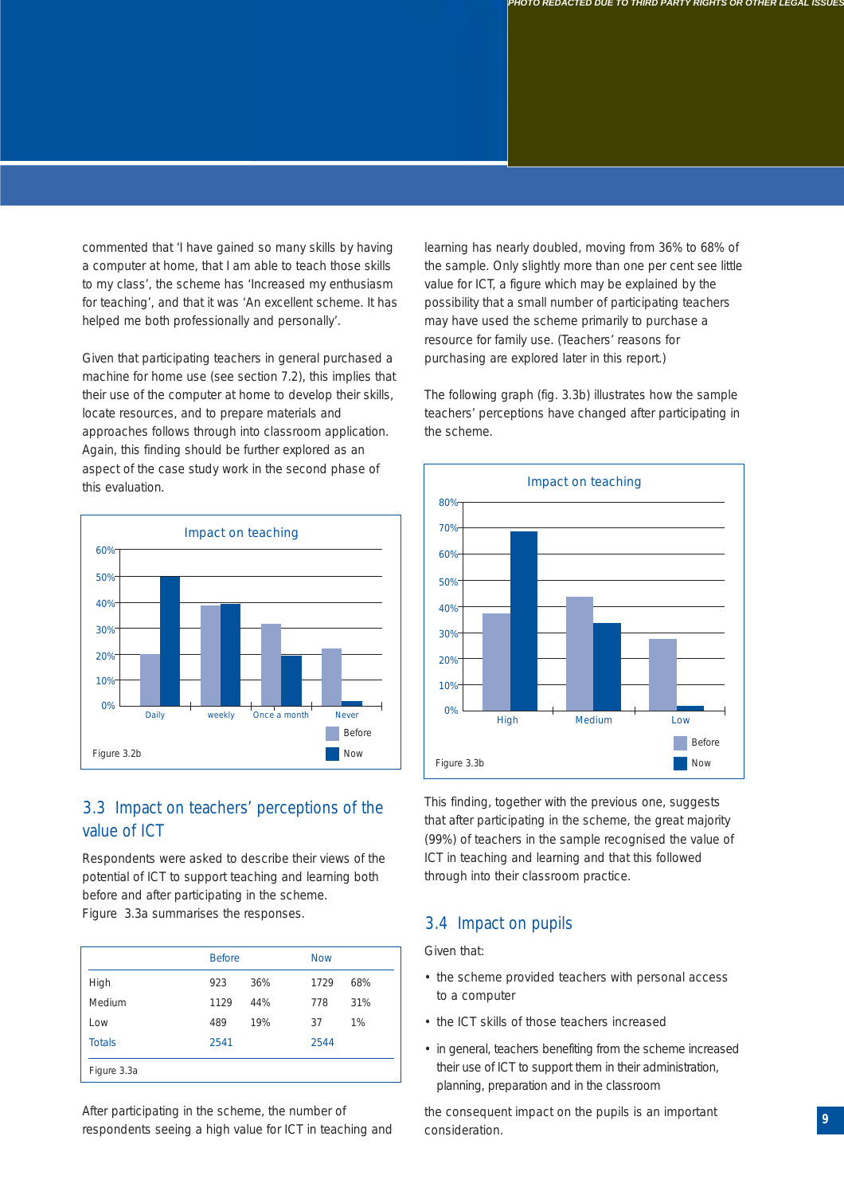commented that 'I have gained so many skills by having a computer at home, that I am able to teach those skills to my class', the scheme has 'Increased my enthusiasm for teaching', and that it was 'An excellent scheme. It has helped me both professionally and personally'.

Given that participating teachers in general purchased a machine for home use (see section 7.2), this implies that their use of the computer at home to develop their skills, locate resources, and to prepare materials and approaches follows through into classroom application. Again, this finding should be further explored as an aspect of the case study work in the second phase of this evaluation.

Figure 3.2b

## 3.3 Impact on teachers' perceptions of the value of ICT

Respondents were asked to describe their views of the potential of ICT to support teaching and learning both before and after participating in the scheme. Figure 3.3a summarises the responses.

| | Before | | Now | |
|---|---|---|---|---|
| High | 923 | 36% | 1729 | 68% |
| Medium | 1129 | 44% | 778 | 31% |
| Low | 489 | 19% | 37 | 1% |
| Totals | 2541 | | 2544 | |

Figure 3.3a

After participating in the scheme, the number of respondents seeing a high value for ICT in teaching and learning has nearly doubled, moving from 36% to 68% of the sample. Only slightly more than one per cent see little value for ICT, a figure which may be explained by the possibility that a small number of participating teachers may have used the scheme primarily to purchase a resource for family use. (Teachers' reasons for purchasing are explored later in this report.)

The following graph (fig. 3.3b) illustrates how the sample teachers' perceptions have changed after participating in the scheme.

Figure 3.3b

This finding, together with the previous one, suggests that after participating in the scheme, the great majority (99%) of teachers in the sample recognised the value of ICT in teaching and learning and that this followed through into their classroom practice.

## 3.4 Impact on pupils

Given that:

- the scheme provided teachers with personal access to a computer
- the ICT skills of those teachers increased
- in general, teachers benefiting from the scheme increased their use of ICT to support them in their administration, planning, preparation and in the classroom

the consequent impact on the pupils is an important consideration.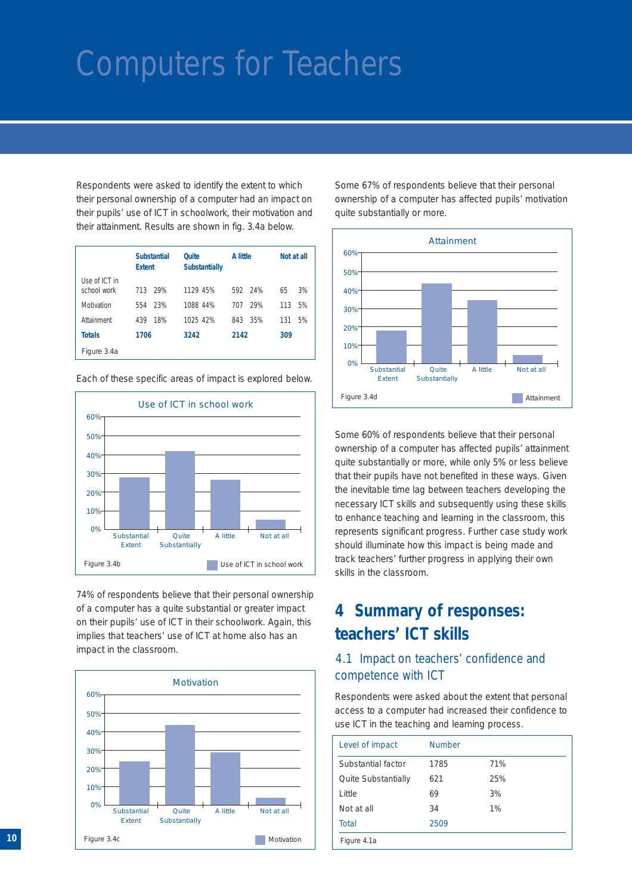# Computers for Teachers

Respondents were asked to identify the extent to which their personal ownership of a computer had an impact on their pupils' use of ICT in schoolwork, their motivation and their attainment. Results are shown in fig. 3.4a below.

| | Substantial Extent | | Quite Substantially | | A little | | Not at all | |
|---|---|---|---|---|---|---|---|---|
| Use of ICT in school work | 713 | 29% | 1129 | 45% | 592 | 24% | 65 | 3% |
| Motivation | 554 | 23% | 1088 | 44% | 707 | 29% | 113 | 5% |
| Attainment | 439 | 18% | 1025 | 42% | 843 | 35% | 131 | 5% |
| **Totals** | **1706** | | **3242** | | **2142** | | **309** | |

Figure 3.4a

Each of these specific areas of impact is explored below.

Figure 3.4b

74% of respondents believe that their personal ownership of a computer has a quite substantial or greater impact on their pupils' use of ICT in their schoolwork. Again, this implies that teachers' use of ICT at home also has an impact in the classroom.

Figure 3.4c

Some 67% of respondents believe that their personal ownership of a computer has affected pupils' motivation quite substantially or more.

Figure 3.4d

Some 60% of respondents believe that their personal ownership of a computer has affected pupils' attainment quite substantially or more, while only 5% or less believe that their pupils have not benefited in these ways. Given the inevitable time lag between teachers developing the necessary ICT skills and subsequently using these skills to enhance teaching and learning in the classroom, this represents significant progress. Further case study work should illuminate how this impact is being made and track teachers' further progress in applying their own skills in the classroom.

## 4 Summary of responses: teachers' ICT skills

### 4.1 Impact on teachers' confidence and competence with ICT

Respondents were asked about the extent that personal access to a computer had increased their confidence to use ICT in the teaching and learning process.

| Level of impact | Number | |
|---|---|---|
| Substantial factor | 1785 | 71% |
| Quite Substantially | 621 | 25% |
| Little | 69 | 3% |
| Not at all | 34 | 1% |
| Total | 2509 | |

Figure 4.1a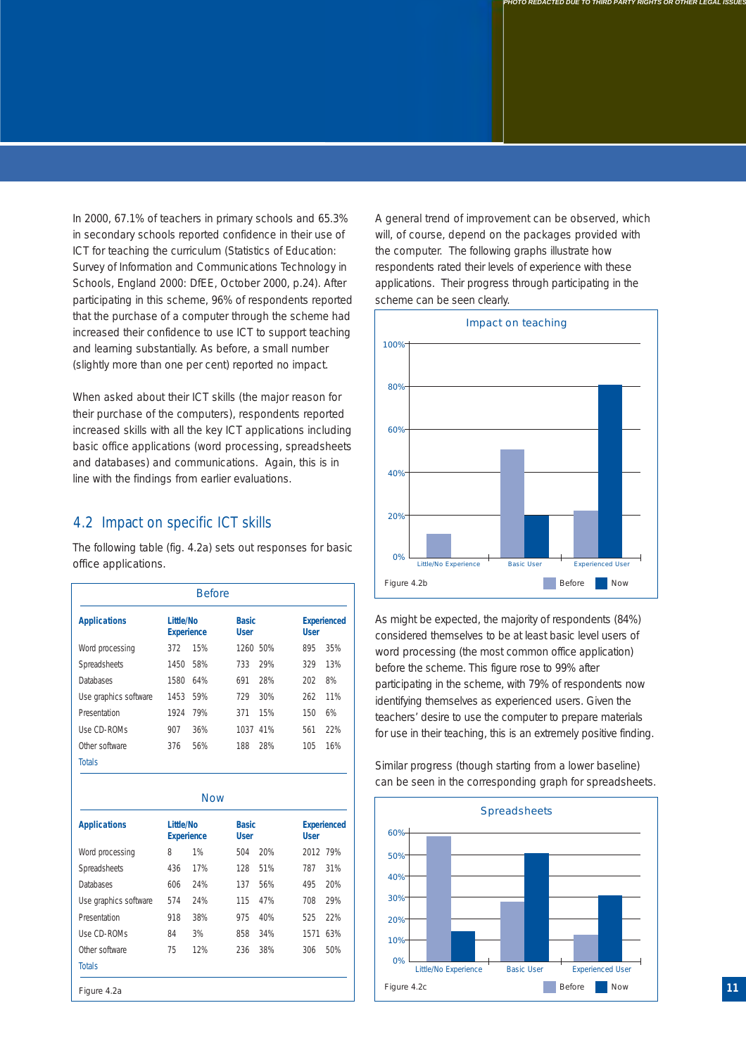In 2000, 67.1% of teachers in primary schools and 65.3% in secondary schools reported confidence in their use of ICT for teaching the curriculum (Statistics of Education: Survey of Information and Communications Technology in Schools, England 2000: DfEE, October 2000, p.24). After participating in this scheme, 96% of respondents reported that the purchase of a computer through the scheme had increased their confidence to use ICT to support teaching and learning substantially. As before, a small number (slightly more than one per cent) reported no impact.

When asked about their ICT skills (the major reason for their purchase of the computers), respondents reported increased skills with all the key ICT applications including basic office applications (word processing, spreadsheets and databases) and communications. Again, this is in line with the findings from earlier evaluations.

## 4.2 Impact on specific ICT skills

The following table (fig. 4.2a) sets out responses for basic office applications.

**Before**

| Applications | Little/No Experience | | Basic User | | Experienced User | |
|---|---|---|---|---|---|---|
| Word processing | 372 | 15% | 1260 | 50% | 895 | 35% |
| Spreadsheets | 1450 | 58% | 733 | 29% | 329 | 13% |
| Databases | 1580 | 64% | 691 | 28% | 202 | 8% |
| Use graphics software | 1453 | 59% | 729 | 30% | 262 | 11% |
| Presentation | 1924 | 79% | 371 | 15% | 150 | 6% |
| Use CD-ROMs | 907 | 36% | 1037 | 41% | 561 | 22% |
| Other software | 376 | 56% | 188 | 28% | 105 | 16% |
| Totals | | | | | | |

**Now**

| Applications | Little/No Experience | | Basic User | | Experienced User | |
|---|---|---|---|---|---|---|
| Word processing | 8 | 1% | 504 | 20% | 2012 | 79% |
| Spreadsheets | 436 | 17% | 128 | 51% | 787 | 31% |
| Databases | 606 | 24% | 137 | 56% | 495 | 20% |
| Use graphics software | 574 | 24% | 115 | 47% | 708 | 29% |
| Presentation | 918 | 38% | 975 | 40% | 525 | 22% |
| Use CD-ROMs | 84 | 3% | 858 | 34% | 1571 | 63% |
| Other software | 75 | 12% | 236 | 38% | 306 | 50% |
| Totals | | | | | | |

Figure 4.2a

A general trend of improvement can be observed, which will, of course, depend on the packages provided with the computer. The following graphs illustrate how respondents rated their levels of experience with these applications. Their progress through participating in the scheme can be seen clearly.

**Impact on teaching**

| | Before | Now |
|---|---|---|
| Little/No Experience | ~11% | 0% |
| Basic User | ~50% | ~20% |
| Experienced User | ~22% | ~80% |

Figure 4.2b

As might be expected, the majority of respondents (84%) considered themselves to be at least basic level users of word processing (the most common office application) before the scheme. This figure rose to 99% after participating in the scheme, with 79% of respondents now identifying themselves as experienced users. Given the teachers' desire to use the computer to prepare materials for use in their teaching, this is an extremely positive finding.

Similar progress (though starting from a lower baseline) can be seen in the corresponding graph for spreadsheets.

**Spreadsheets**

| | Before | Now |
|---|---|---|
| Little/No Experience | ~58% | ~14% |
| Basic User | ~28% | ~51% |
| Experienced User | ~12% | ~31% |

Figure 4.2c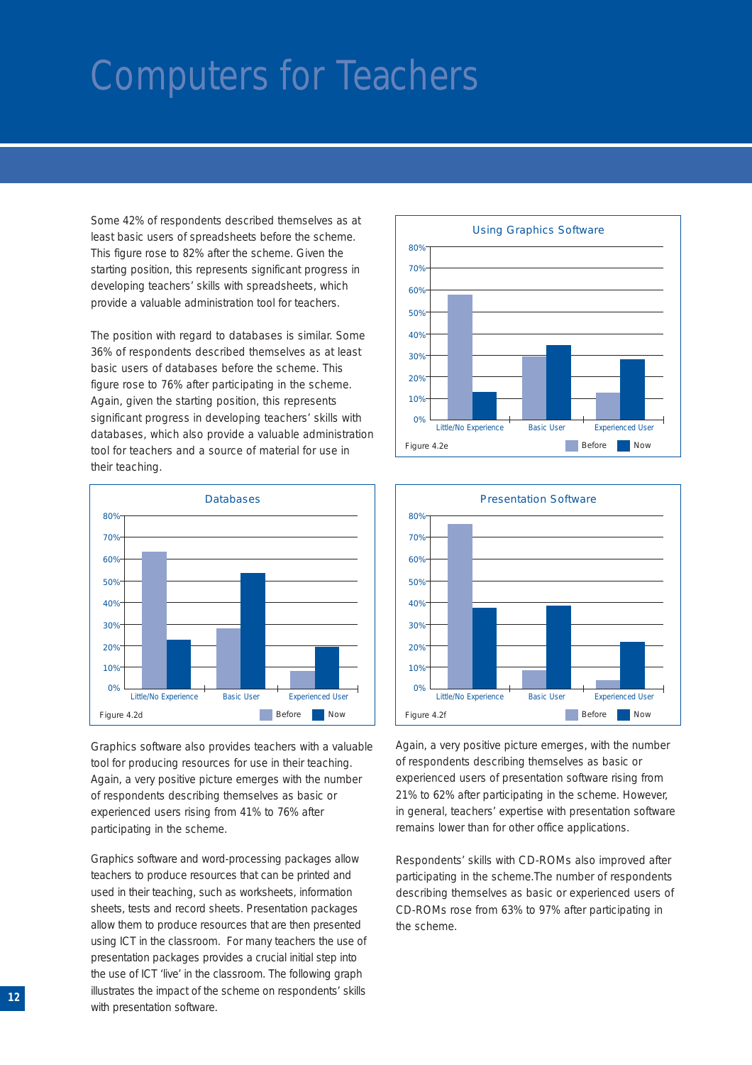# Computers for Teachers

Some 42% of respondents described themselves as at least basic users of spreadsheets before the scheme. This figure rose to 82% after the scheme. Given the starting position, this represents significant progress in developing teachers' skills with spreadsheets, which provide a valuable administration tool for teachers.

The position with regard to databases is similar. Some 36% of respondents described themselves as at least basic users of databases before the scheme. This figure rose to 76% after participating in the scheme. Again, given the starting position, this represents significant progress in developing teachers' skills with databases, which also provide a valuable administration tool for teachers and a source of material for use in their teaching.

**Databases**

| | Before | Now |
|---|---|---|
| Little/No Experience | ~63% | ~23% |
| Basic User | ~28% | ~53% |
| Experienced User | ~8% | ~19% |

Figure 4.2d

Graphics software also provides teachers with a valuable tool for producing resources for use in their teaching. Again, a very positive picture emerges with the number of respondents describing themselves as basic or experienced users rising from 41% to 76% after participating in the scheme.

Graphics software and word-processing packages allow teachers to produce resources that can be printed and used in their teaching, such as worksheets, information sheets, tests and record sheets. Presentation packages allow them to produce resources that are then presented using ICT in the classroom. For many teachers the use of presentation packages provides a crucial initial step into the use of ICT 'live' in the classroom. The following graph illustrates the impact of the scheme on respondents' skills with presentation software.

**Using Graphics Software**

| | Before | Now |
|---|---|---|
| Little/No Experience | ~58% | ~13% |
| Basic User | ~29% | ~35% |
| Experienced User | ~12% | ~28% |

Figure 4.2e

**Presentation Software**

| | Before | Now |
|---|---|---|
| Little/No Experience | ~76% | ~37% |
| Basic User | ~8% | ~38% |
| Experienced User | ~4% | ~21% |

Figure 4.2f

Again, a very positive picture emerges, with the number of respondents describing themselves as basic or experienced users of presentation software rising from 21% to 62% after participating in the scheme. However, in general, teachers' expertise with presentation software remains lower than for other office applications.

Respondents' skills with CD-ROMs also improved after participating in the scheme.The number of respondents describing themselves as basic or experienced users of CD-ROMs rose from 63% to 97% after participating in the scheme.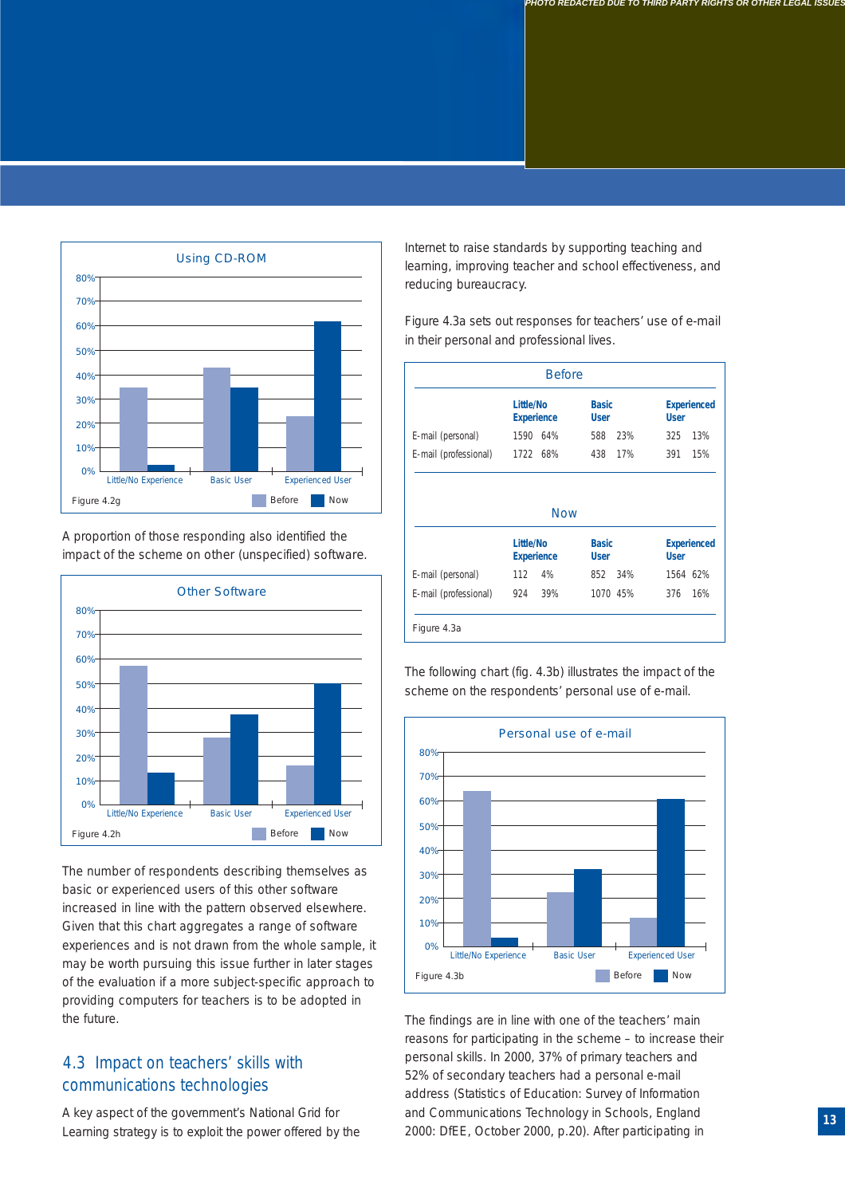PHOTO REDACTED DUE TO THIRD PARTY RIGHTS OR OTHER LEGAL ISSUES

**Using CD-ROM**

Figure 4.2g

A proportion of those responding also identified the impact of the scheme on other (unspecified) software.

**Other Software**

Figure 4.2h

The number of respondents describing themselves as basic or experienced users of this other software increased in line with the pattern observed elsewhere. Given that this chart aggregates a range of software experiences and is not drawn from the whole sample, it may be worth pursuing this issue further in later stages of the evaluation if a more subject-specific approach to providing computers for teachers is to be adopted in the future.

## 4.3 Impact on teachers' skills with communications technologies

A key aspect of the government's National Grid for Learning strategy is to exploit the power offered by the Internet to raise standards by supporting teaching and learning, improving teacher and school effectiveness, and reducing bureaucracy.

Figure 4.3a sets out responses for teachers' use of e-mail in their personal and professional lives.

**Before**

| | Little/No Experience | | Basic User | | Experienced User | |
|---|---|---|---|---|---|---|
| E-mail (personal) | 1590 | 64% | 588 | 23% | 325 | 13% |
| E-mail (professional) | 1722 | 68% | 438 | 17% | 391 | 15% |

**Now**

| | Little/No Experience | | Basic User | | Experienced User | |
|---|---|---|---|---|---|---|
| E-mail (personal) | 112 | 4% | 852 | 34% | 1564 | 62% |
| E-mail (professional) | 924 | 39% | 1070 | 45% | 376 | 16% |

Figure 4.3a

The following chart (fig. 4.3b) illustrates the impact of the scheme on the respondents' personal use of e-mail.

**Personal use of e-mail**

Figure 4.3b

The findings are in line with one of the teachers' main reasons for participating in the scheme – to increase their personal skills. In 2000, 37% of primary teachers and 52% of secondary teachers had a personal e-mail address (Statistics of Education: Survey of Information and Communications Technology in Schools, England 2000: DfEE, October 2000, p.20). After participating in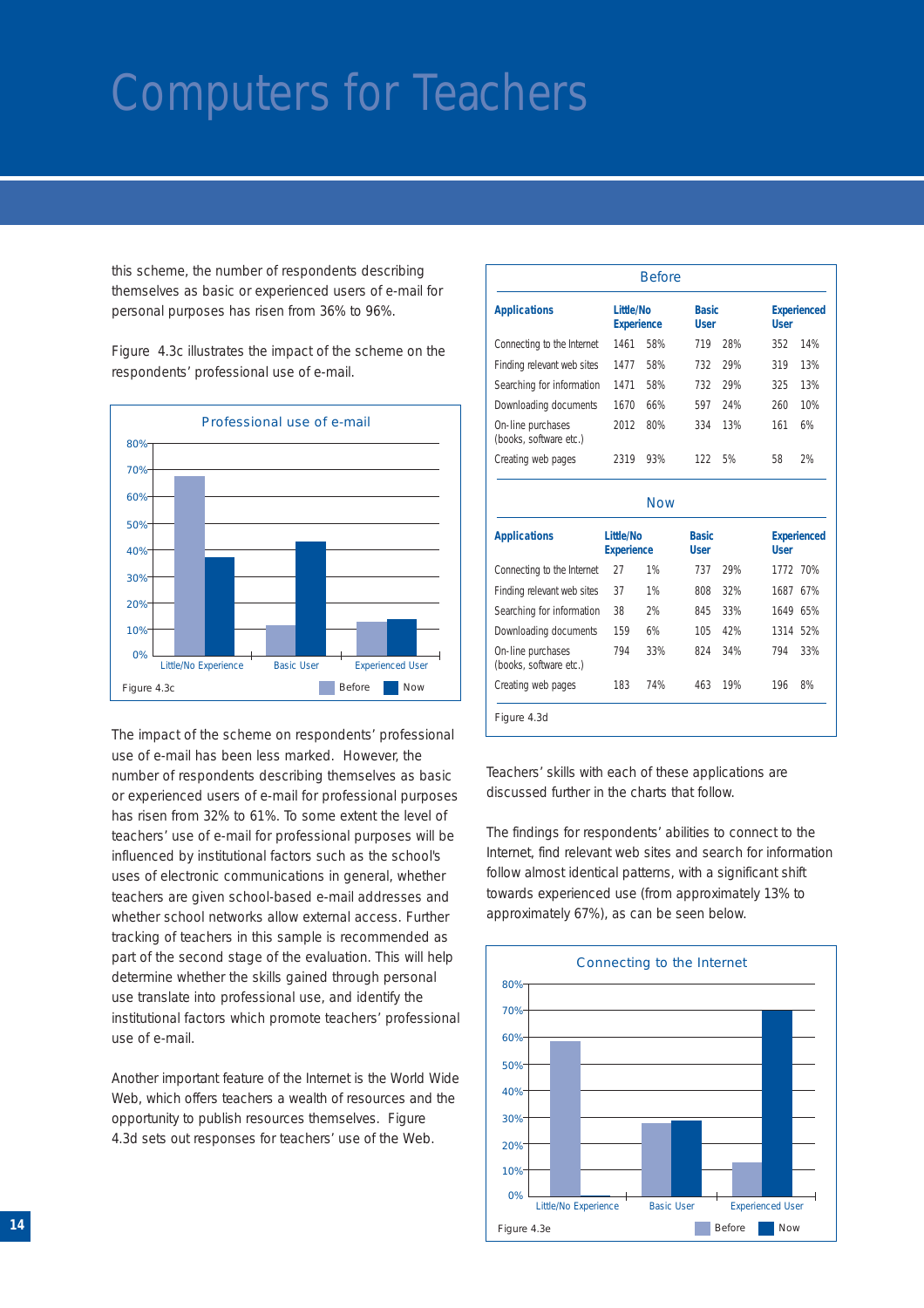# Computers for Teachers

this scheme, the number of respondents describing themselves as basic or experienced users of e-mail for personal purposes has risen from 36% to 96%.

Figure 4.3c illustrates the impact of the scheme on the respondents' professional use of e-mail.

Professional use of e-mail

Figure 4.3c

The impact of the scheme on respondents' professional use of e-mail has been less marked. However, the number of respondents describing themselves as basic or experienced users of e-mail for professional purposes has risen from 32% to 61%. To some extent the level of teachers' use of e-mail for professional purposes will be influenced by institutional factors such as the school's uses of electronic communications in general, whether teachers are given school-based e-mail addresses and whether school networks allow external access. Further tracking of teachers in this sample is recommended as part of the second stage of the evaluation. This will help determine whether the skills gained through personal use translate into professional use, and identify the institutional factors which promote teachers' professional use of e-mail.

Another important feature of the Internet is the World Wide Web, which offers teachers a wealth of resources and the opportunity to publish resources themselves. Figure 4.3d sets out responses for teachers' use of the Web.

**Before**

| Applications | Little/No Experience | | Basic User | | Experienced User | |
|---|---|---|---|---|---|---|
| Connecting to the Internet | 1461 | 58% | 719 | 28% | 352 | 14% |
| Finding relevant web sites | 1477 | 58% | 732 | 29% | 319 | 13% |
| Searching for information | 1471 | 58% | 732 | 29% | 325 | 13% |
| Downloading documents | 1670 | 66% | 597 | 24% | 260 | 10% |
| On-line purchases (books, software etc.) | 2012 | 80% | 334 | 13% | 161 | 6% |
| Creating web pages | 2319 | 93% | 122 | 5% | 58 | 2% |

**Now**

| Applications | Little/No Experience | | Basic User | | Experienced User | |
|---|---|---|---|---|---|---|
| Connecting to the Internet | 27 | 1% | 737 | 29% | 1772 | 70% |
| Finding relevant web sites | 37 | 1% | 808 | 32% | 1687 | 67% |
| Searching for information | 38 | 2% | 845 | 33% | 1649 | 65% |
| Downloading documents | 159 | 6% | 105 | 42% | 1314 | 52% |
| On-line purchases (books, software etc.) | 794 | 33% | 824 | 34% | 794 | 33% |
| Creating web pages | 183 | 74% | 463 | 19% | 196 | 8% |

Figure 4.3d

Teachers' skills with each of these applications are discussed further in the charts that follow.

The findings for respondents' abilities to connect to the Internet, find relevant web sites and search for information follow almost identical patterns, with a significant shift towards experienced use (from approximately 13% to approximately 67%), as can be seen below.

Connecting to the Internet

Figure 4.3e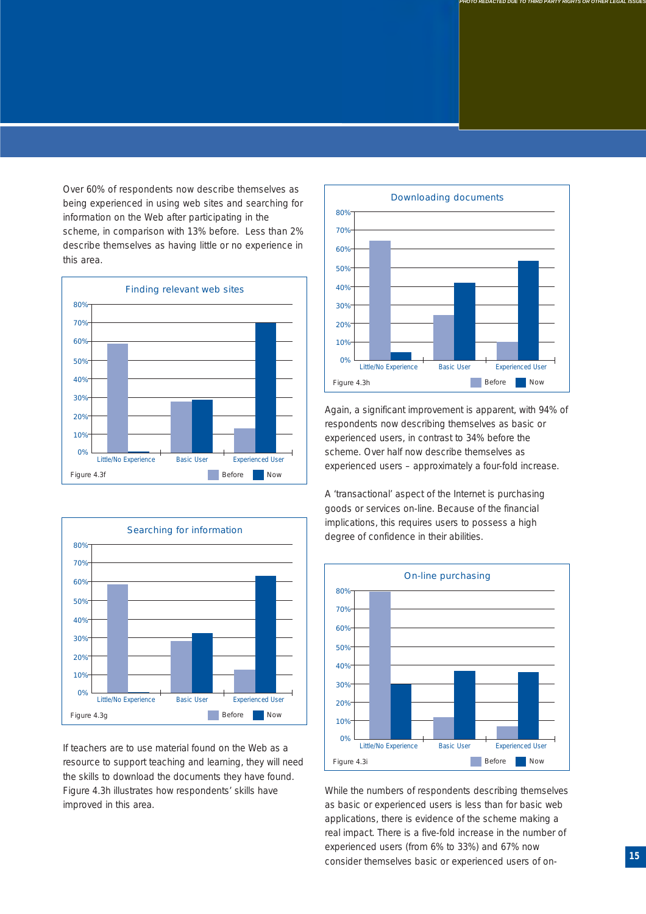Over 60% of respondents now describe themselves as being experienced in using web sites and searching for information on the Web after participating in the scheme, in comparison with 13% before. Less than 2% describe themselves as having little or no experience in this area.

**Finding relevant web sites**

Figure 4.3f

**Searching for information**

Figure 4.3g

If teachers are to use material found on the Web as a resource to support teaching and learning, they will need the skills to download the documents they have found. Figure 4.3h illustrates how respondents' skills have improved in this area.

**Downloading documents**

Figure 4.3h

Again, a significant improvement is apparent, with 94% of respondents now describing themselves as basic or experienced users, in contrast to 34% before the scheme. Over half now describe themselves as experienced users – approximately a four-fold increase.

A 'transactional' aspect of the Internet is purchasing goods or services on-line. Because of the financial implications, this requires users to possess a high degree of confidence in their abilities.

**On-line purchasing**

Figure 4.3i

While the numbers of respondents describing themselves as basic or experienced users is less than for basic web applications, there is evidence of the scheme making a real impact. There is a five-fold increase in the number of experienced users (from 6% to 33%) and 67% now consider themselves basic or experienced users of on-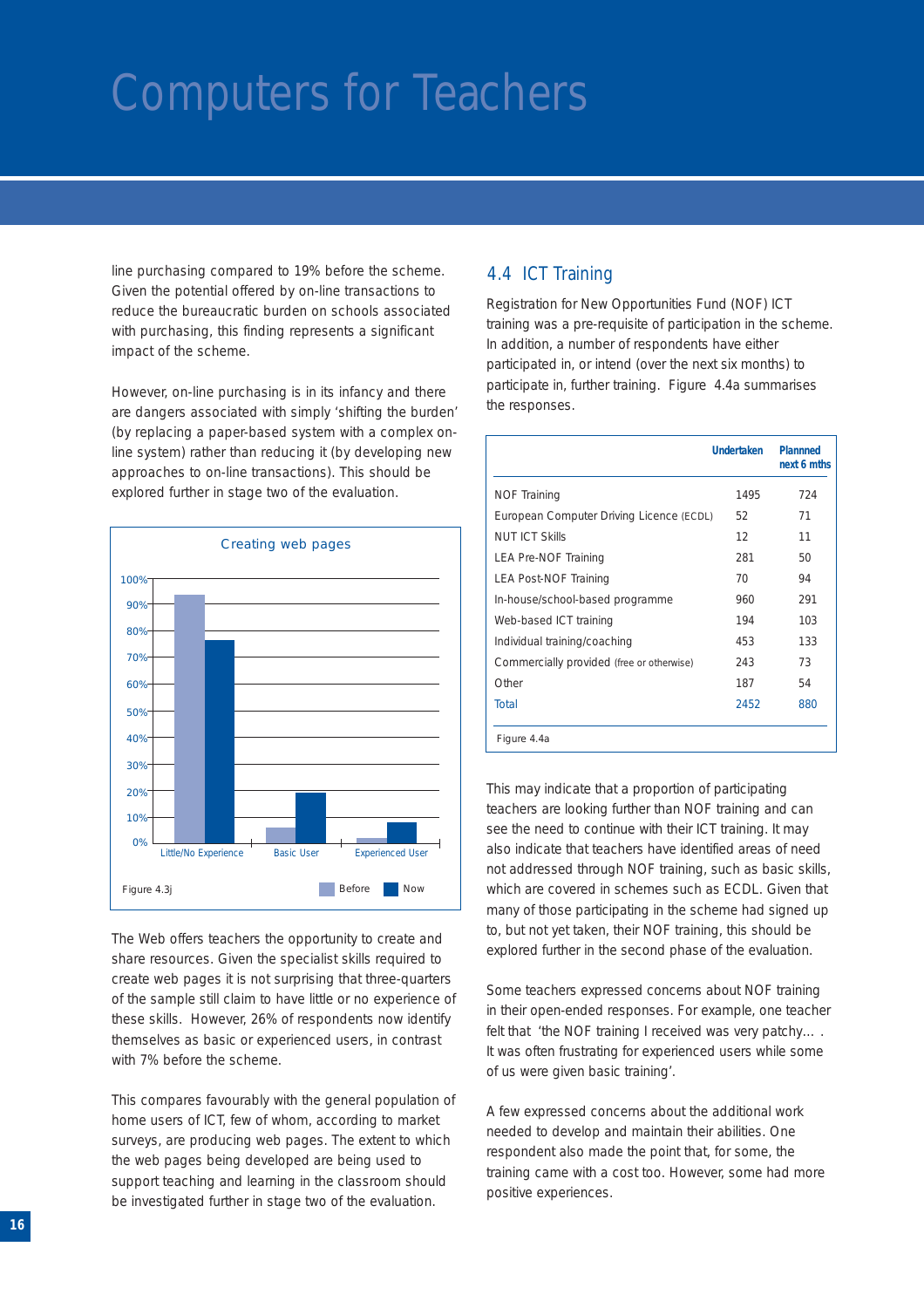line purchasing compared to 19% before the scheme. Given the potential offered by on-line transactions to reduce the bureaucratic burden on schools associated with purchasing, this finding represents a significant impact of the scheme.

However, on-line purchasing is in its infancy and there are dangers associated with simply 'shifting the burden' (by replacing a paper-based system with a complex on-line system) rather than reducing it (by developing new approaches to on-line transactions). This should be explored further in stage two of the evaluation.

Creating web pages

| | Before | Now |
|---|---|---|
| Little/No Experience | ~94% | ~76% |
| Basic User | ~6% | ~19% |
| Experienced User | ~2% | ~8% |

Figure 4.3j

The Web offers teachers the opportunity to create and share resources. Given the specialist skills required to create web pages it is not surprising that three-quarters of the sample still claim to have little or no experience of these skills. However, 26% of respondents now identify themselves as basic or experienced users, in contrast with 7% before the scheme.

This compares favourably with the general population of home users of ICT, few of whom, according to market surveys, are producing web pages. The extent to which the web pages being developed are being used to support teaching and learning in the classroom should be investigated further in stage two of the evaluation.

## 4.4 ICT Training

Registration for New Opportunities Fund (NOF) ICT training was a pre-requisite of participation in the scheme. In addition, a number of respondents have either participated in, or intend (over the next six months) to participate in, further training. Figure 4.4a summarises the responses.

| | Undertaken | Plannned next 6 mths |
|---|---|---|
| NOF Training | 1495 | 724 |
| European Computer Driving Licence (ECDL) | 52 | 71 |
| NUT ICT Skills | 12 | 11 |
| LEA Pre-NOF Training | 281 | 50 |
| LEA Post-NOF Training | 70 | 94 |
| In-house/school-based programme | 960 | 291 |
| Web-based ICT training | 194 | 103 |
| Individual training/coaching | 453 | 133 |
| Commercially provided (free or otherwise) | 243 | 73 |
| Other | 187 | 54 |
| Total | 2452 | 880 |

Figure 4.4a

This may indicate that a proportion of participating teachers are looking further than NOF training and can see the need to continue with their ICT training. It may also indicate that teachers have identified areas of need not addressed through NOF training, such as basic skills, which are covered in schemes such as ECDL. Given that many of those participating in the scheme had signed up to, but not yet taken, their NOF training, this should be explored further in the second phase of the evaluation.

Some teachers expressed concerns about NOF training in their open-ended responses. For example, one teacher felt that 'the NOF training I received was very patchy... . It was often frustrating for experienced users while some of us were given basic training'.

A few expressed concerns about the additional work needed to develop and maintain their abilities. One respondent also made the point that, for some, the training came with a cost too. However, some had more positive experiences.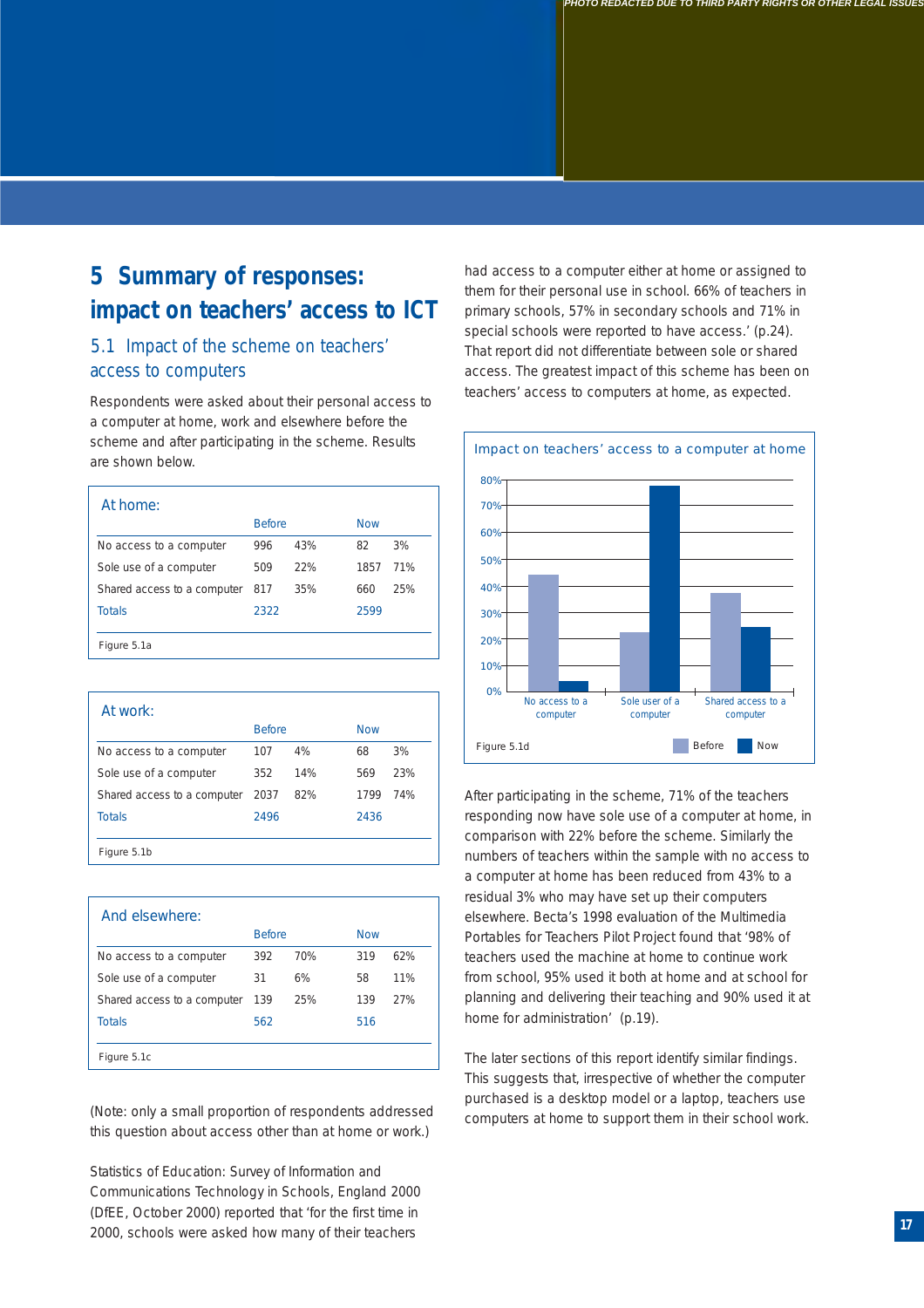PHOTO REDACTED DUE TO THIRD PARTY RIGHTS OR OTHER LEGAL ISSUES

# 5 Summary of responses: impact on teachers' access to ICT

## 5.1 Impact of the scheme on teachers' access to computers

Respondents were asked about their personal access to a computer at home, work and elsewhere before the scheme and after participating in the scheme. Results are shown below.

**At home:**

| | Before | | Now | |
|---|---|---|---|---|
| No access to a computer | 996 | 43% | 82 | 3% |
| Sole use of a computer | 509 | 22% | 1857 | 71% |
| Shared access to a computer | 817 | 35% | 660 | 25% |
| Totals | 2322 | | 2599 | |

Figure 5.1a

**At work:**

| | Before | | Now | |
|---|---|---|---|---|
| No access to a computer | 107 | 4% | 68 | 3% |
| Sole use of a computer | 352 | 14% | 569 | 23% |
| Shared access to a computer | 2037 | 82% | 1799 | 74% |
| Totals | 2496 | | 2436 | |

Figure 5.1b

**And elsewhere:**

| | Before | | Now | |
|---|---|---|---|---|
| No access to a computer | 392 | 70% | 319 | 62% |
| Sole use of a computer | 31 | 6% | 58 | 11% |
| Shared access to a computer | 139 | 25% | 139 | 27% |
| Totals | 562 | | 516 | |

Figure 5.1c

(Note: only a small proportion of respondents addressed this question about access other than at home or work.)

Statistics of Education: Survey of Information and Communications Technology in Schools, England 2000 (DfEE, October 2000) reported that 'for the first time in 2000, schools were asked how many of their teachers had access to a computer either at home or assigned to them for their personal use in school. 66% of teachers in primary schools, 57% in secondary schools and 71% in special schools were reported to have access.' (p.24). That report did not differentiate between sole or shared access. The greatest impact of this scheme has been on teachers' access to computers at home, as expected.

**Impact on teachers' access to a computer at home**

| | Before | Now |
|---|---|---|
| No access to a computer | 43% | 3% |
| Sole user of a computer | 22% | 71% |
| Shared access to a computer | 35% | 25% |

Figure 5.1d

After participating in the scheme, 71% of the teachers responding now have sole use of a computer at home, in comparison with 22% before the scheme. Similarly the numbers of teachers within the sample with no access to a computer at home has been reduced from 43% to a residual 3% who may have set up their computers elsewhere. Becta's 1998 evaluation of the Multimedia Portables for Teachers Pilot Project found that '98% of teachers used the machine at home to continue work from school, 95% used it both at home and at school for planning and delivering their teaching and 90% used it at home for administration' (p.19).

The later sections of this report identify similar findings. This suggests that, irrespective of whether the computer purchased is a desktop model or a laptop, teachers use computers at home to support them in their school work.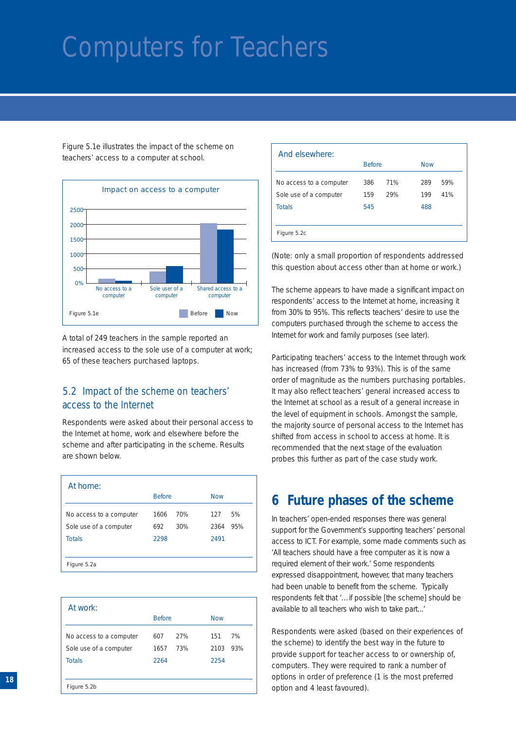# Computers for Teachers

Figure 5.1e illustrates the impact of the scheme on teachers' access to a computer at school.

Impact on access to a computer

Figure 5.1e

A total of 249 teachers in the sample reported an increased access to the sole use of a computer at work; 65 of these teachers purchased laptops.

## 5.2 Impact of the scheme on teachers' access to the Internet

Respondents were asked about their personal access to the Internet at home, work and elsewhere before the scheme and after participating in the scheme. Results are shown below.

**At home:**

| | Before | | Now | |
|---|---|---|---|---|
| No access to a computer | 1606 | 70% | 127 | 5% |
| Sole use of a computer | 692 | 30% | 2364 | 95% |
| Totals | 2298 | | 2491 | |

Figure 5.2a

**At work:**

| | Before | | Now | |
|---|---|---|---|---|
| No access to a computer | 607 | 27% | 151 | 7% |
| Sole use of a computer | 1657 | 73% | 2103 | 93% |
| Totals | 2264 | | 2254 | |

Figure 5.2b

**And elsewhere:**

| | Before | | Now | |
|---|---|---|---|---|
| No access to a computer | 386 | 71% | 289 | 59% |
| Sole use of a computer | 159 | 29% | 199 | 41% |
| Totals | 545 | | 488 | |

Figure 5.2c

(Note: only a small proportion of respondents addressed this question about access other than at home or work.)

The scheme appears to have made a significant impact on respondents' access to the Internet at home, increasing it from 30% to 95%. This reflects teachers' desire to use the computers purchased through the scheme to access the Internet for work and family purposes (see later).

Participating teachers' access to the Internet through work has increased (from 73% to 93%). This is of the same order of magnitude as the numbers purchasing portables. It may also reflect teachers' general increased access to the Internet at school as a result of a general increase in the level of equipment in schools. Amongst the sample, the majority source of personal access to the Internet has shifted from access in school to access at home. It is recommended that the next stage of the evaluation probes this further as part of the case study work.

# 6 Future phases of the scheme

In teachers' open-ended responses there was general support for the Government's supporting teachers' personal access to ICT. For example, some made comments such as 'All teachers should have a free computer as it is now a required element of their work.' Some respondents expressed disappointment, however, that many teachers had been unable to benefit from the scheme. Typically respondents felt that '…if possible [the scheme] should be available to all teachers who wish to take part…'

Respondents were asked (based on their experiences of the scheme) to identify the best way in the future to provide support for teacher access to or ownership of, computers. They were required to rank a number of options in order of preference (1 is the most preferred option and 4 least favoured).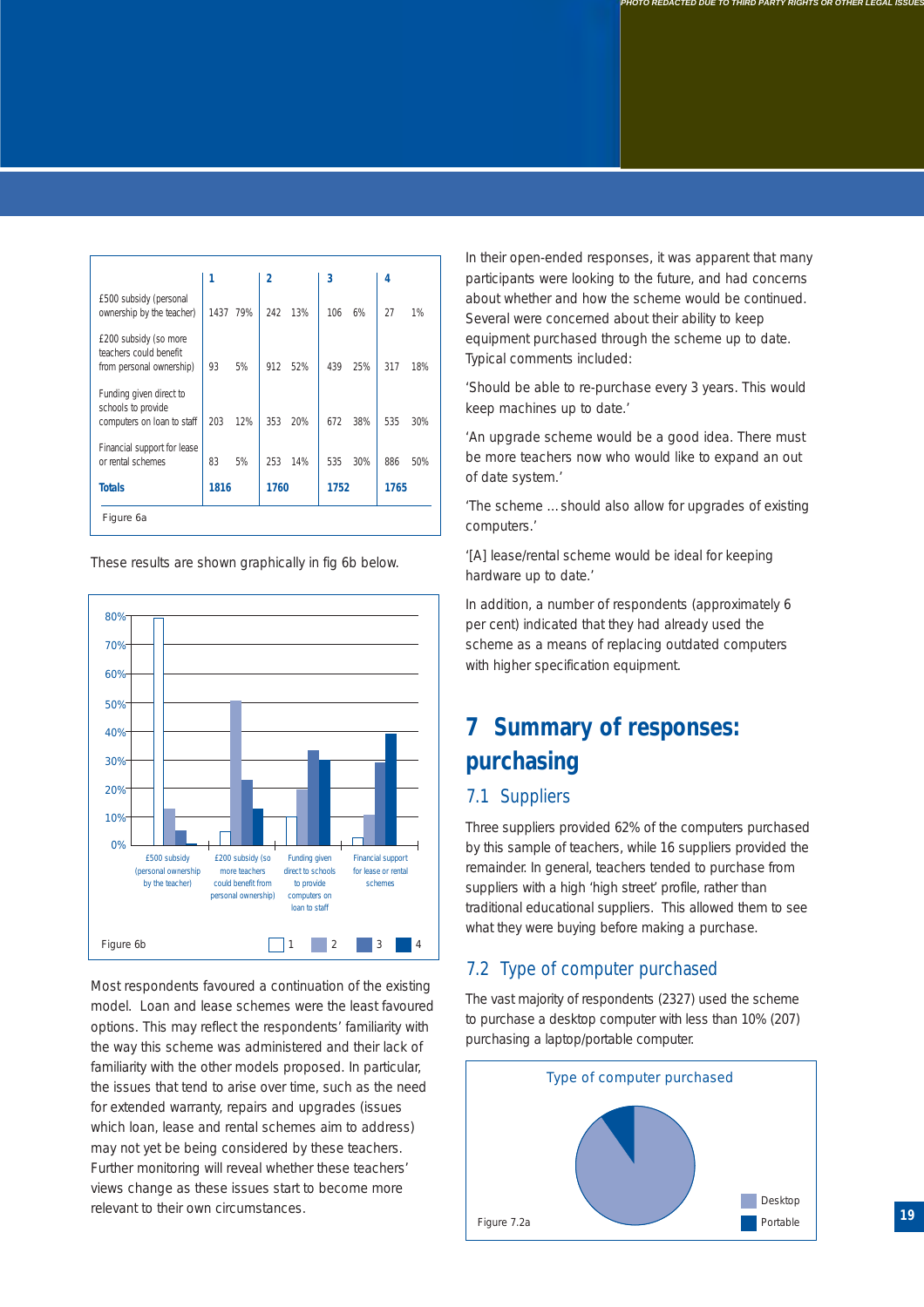PHOTO REDACTED DUE TO THIRD PARTY RIGHTS OR OTHER LEGAL ISSUES

| | 1 | | 2 | | 3 | | 4 | |
|---|---|---|---|---|---|---|---|---|
| £500 subsidy (personal ownership by the teacher) | 1437 | 79% | 242 | 13% | 106 | 6% | 27 | 1% |
| £200 subsidy (so more teachers could benefit from personal ownership) | 93 | 5% | 912 | 52% | 439 | 25% | 317 | 18% |
| Funding given direct to schools to provide computers on loan to staff | 203 | 12% | 353 | 20% | 672 | 38% | 535 | 30% |
| Financial support for lease or rental schemes | 83 | 5% | 253 | 14% | 535 | 30% | 886 | 50% |
| **Totals** | **1816** | | **1760** | | **1752** | | **1765** | |

Figure 6a

These results are shown graphically in fig 6b below.

Figure 6b

Most respondents favoured a continuation of the existing model. Loan and lease schemes were the least favoured options. This may reflect the respondents' familiarity with the way this scheme was administered and their lack of familiarity with the other models proposed. In particular, the issues that tend to arise over time, such as the need for extended warranty, repairs and upgrades (issues which loan, lease and rental schemes aim to address) may not yet be being considered by these teachers. Further monitoring will reveal whether these teachers' views change as these issues start to become more relevant to their own circumstances.

In their open-ended responses, it was apparent that many participants were looking to the future, and had concerns about whether and how the scheme would be continued. Several were concerned about their ability to keep equipment purchased through the scheme up to date. Typical comments included:

'Should be able to re-purchase every 3 years. This would keep machines up to date.'

'An upgrade scheme would be a good idea. There must be more teachers now who would like to expand an out of date system.'

'The scheme ... should also allow for upgrades of existing computers.'

'[A] lease/rental scheme would be ideal for keeping hardware up to date.'

In addition, a number of respondents (approximately 6 per cent) indicated that they had already used the scheme as a means of replacing outdated computers with higher specification equipment.

# 7 Summary of responses: purchasing

## 7.1 Suppliers

Three suppliers provided 62% of the computers purchased by this sample of teachers, while 16 suppliers provided the remainder. In general, teachers tended to purchase from suppliers with a high 'high street' profile, rather than traditional educational suppliers. This allowed them to see what they were buying before making a purchase.

## 7.2 Type of computer purchased

The vast majority of respondents (2327) used the scheme to purchase a desktop computer with less than 10% (207) purchasing a laptop/portable computer.

Type of computer purchased

Figure 7.2a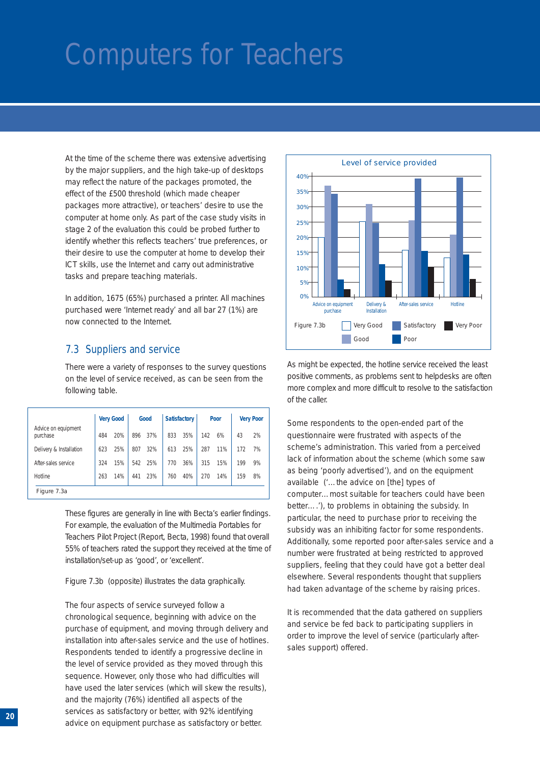# Computers for Teachers

At the time of the scheme there was extensive advertising by the major suppliers, and the high take-up of desktops may reflect the nature of the packages promoted, the effect of the £500 threshold (which made cheaper packages more attractive), or teachers' desire to use the computer at home only. As part of the case study visits in stage 2 of the evaluation this could be probed further to identify whether this reflects teachers' true preferences, or their desire to use the computer at home to develop their ICT skills, use the Internet and carry out administrative tasks and prepare teaching materials.

In addition, 1675 (65%) purchased a printer. All machines purchased were 'Internet ready' and all bar 27 (1%) are now connected to the Internet.

## 7.3 Suppliers and service

There were a variety of responses to the survey questions on the level of service received, as can be seen from the following table.

| | Very Good | | Good | | Satisfactory | | Poor | | Very Poor | |
|---|---|---|---|---|---|---|---|---|---|---|
| Advice on equipment purchase | 484 | 20% | 896 | 37% | 833 | 35% | 142 | 6% | 43 | 2% |
| Delivery & Installation | 623 | 25% | 807 | 32% | 613 | 25% | 287 | 11% | 172 | 7% |
| After-sales service | 324 | 15% | 542 | 25% | 770 | 36% | 315 | 15% | 199 | 9% |
| Hotline | 263 | 14% | 441 | 23% | 760 | 40% | 270 | 14% | 159 | 8% |

Figure 7.3a

These figures are generally in line with Becta's earlier findings. For example, the evaluation of the Multimedia Portables for Teachers Pilot Project (Report, Becta, 1998) found that overall 55% of teachers rated the support they received at the time of installation/set-up as 'good', or 'excellent'.

Figure 7.3b (opposite) illustrates the data graphically.

The four aspects of service surveyed follow a chronological sequence, beginning with advice on the purchase of equipment, and moving through delivery and installation into after-sales service and the use of hotlines. Respondents tended to identify a progressive decline in the level of service provided as they moved through this sequence. However, only those who had difficulties will have used the later services (which will skew the results), and the majority (76%) identified all aspects of the services as satisfactory or better, with 92% identifying advice on equipment purchase as satisfactory or better.

**Level of service provided**

Figure 7.3b — Very Good, Good, Satisfactory, Poor, Very Poor

As might be expected, the hotline service received the least positive comments, as problems sent to helpdesks are often more complex and more difficult to resolve to the satisfaction of the caller.

Some respondents to the open-ended part of the questionnaire were frustrated with aspects of the scheme's administration. This varied from a perceived lack of information about the scheme (which some saw as being 'poorly advertised'), and on the equipment available ('…the advice on [the] types of computer…most suitable for teachers could have been better….'), to problems in obtaining the subsidy. In particular, the need to purchase prior to receiving the subsidy was an inhibiting factor for some respondents. Additionally, some reported poor after-sales service and a number were frustrated at being restricted to approved suppliers, feeling that they could have got a better deal elsewhere. Several respondents thought that suppliers had taken advantage of the scheme by raising prices.

It is recommended that the data gathered on suppliers and service be fed back to participating suppliers in order to improve the level of service (particularly after-sales support) offered.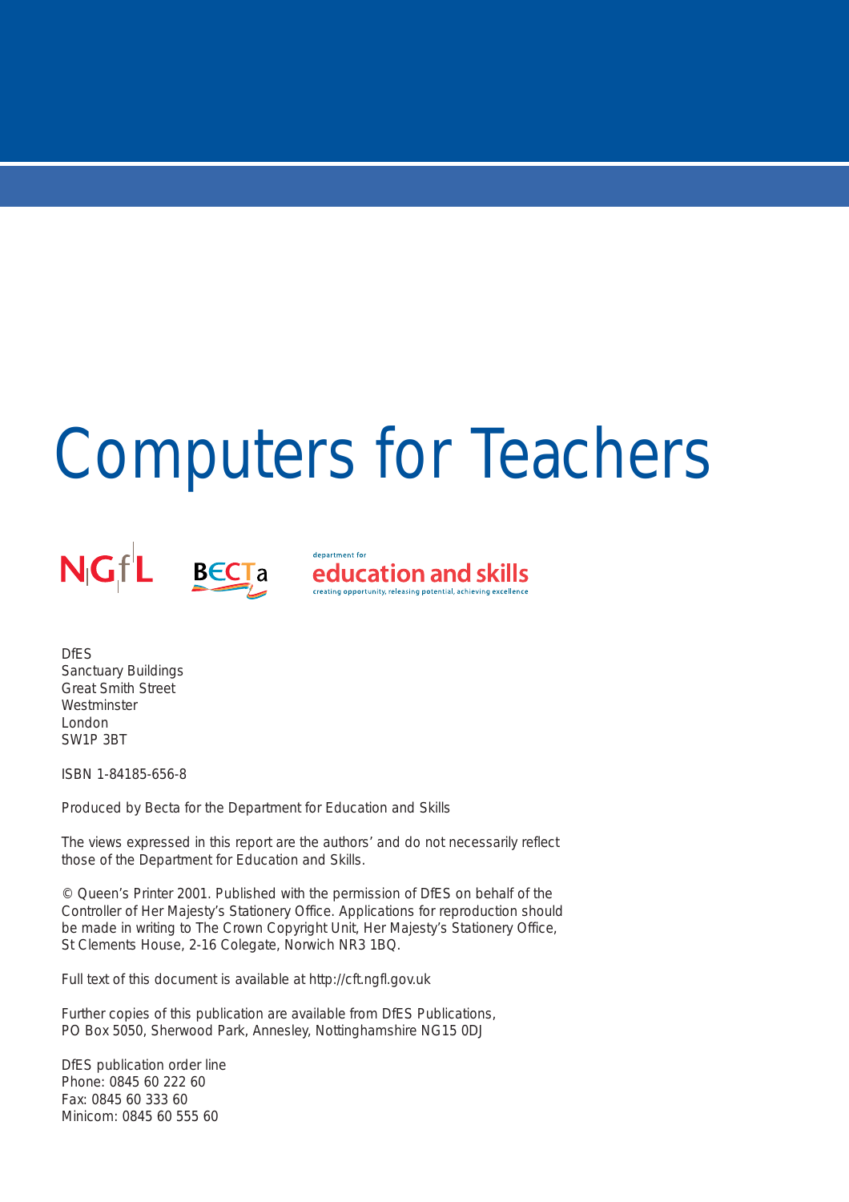# Computers for Teachers

NGfL BECTa department for education and skills creating opportunity, releasing potential, achieving excellence

DfES
Sanctuary Buildings
Great Smith Street
Westminster
London
SW1P 3BT

ISBN 1-84185-656-8

Produced by Becta for the Department for Education and Skills

The views expressed in this report are the authors' and do not necessarily reflect those of the Department for Education and Skills.

© Queen's Printer 2001. Published with the permission of DfES on behalf of the Controller of Her Majesty's Stationery Office. Applications for reproduction should be made in writing to The Crown Copyright Unit, Her Majesty's Stationery Office, St Clements House, 2-16 Colegate, Norwich NR3 1BQ.

Full text of this document is available at http://cft.ngfl.gov.uk

Further copies of this publication are available from DfES Publications, PO Box 5050, Sherwood Park, Annesley, Nottinghamshire NG15 0DJ

DfES publication order line
Phone: 0845 60 222 60
Fax: 0845 60 333 60
Minicom: 0845 60 555 60